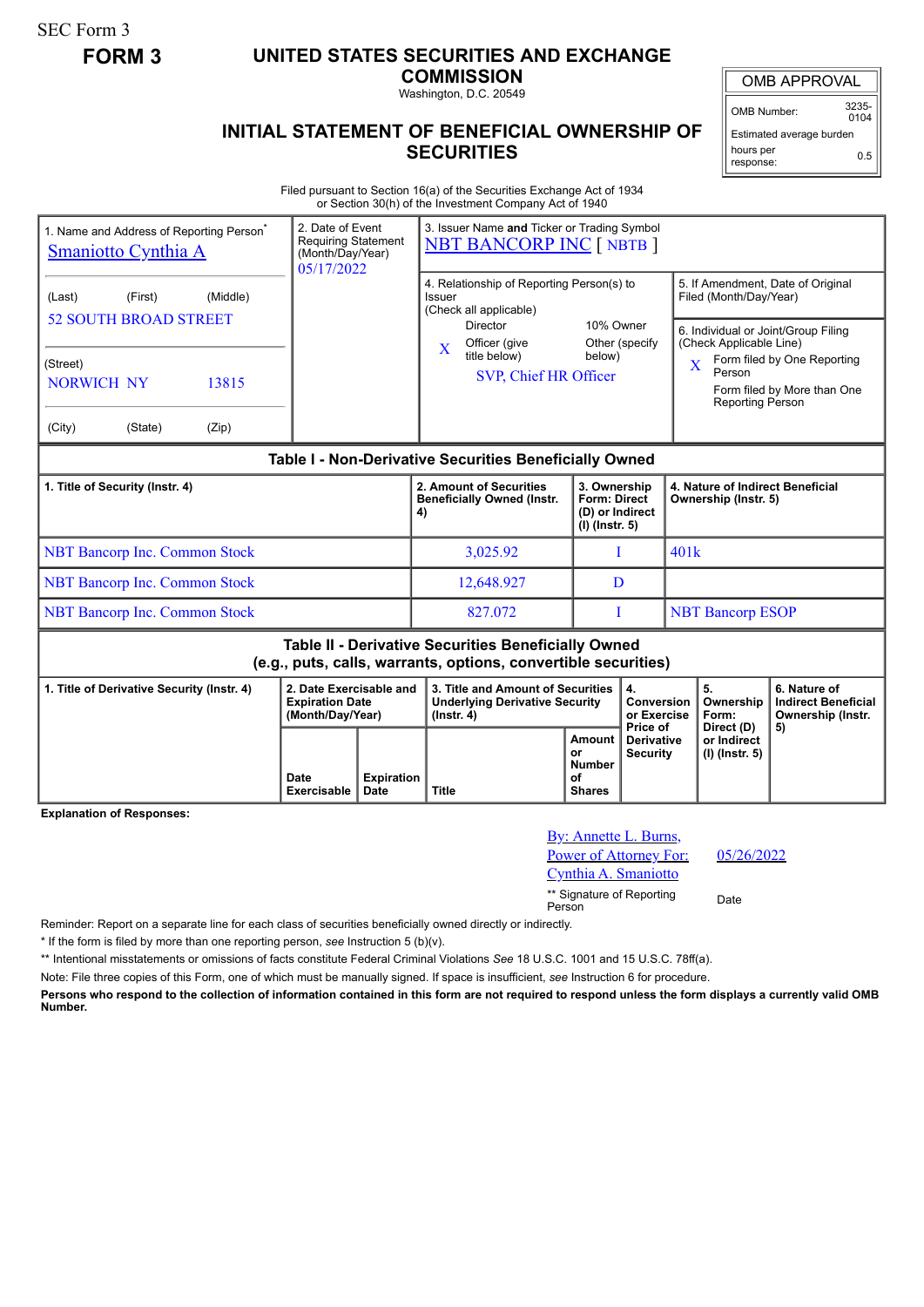SEC Form 3

**FORM 3**

# UNITED STATES SECURITIES AND EXCHANGE COMMISSION

Washington, D.C. 20549

## INITIAL STATEMENT OF BENEFICIAL OWNERSHIP OF SECURITIES

| OMB APPROVAL | |
|---|---|
| OMB Number: | 3235-0104 |
| Estimated average burden | |
| hours per response: | 0.5 |

Filed pursuant to Section 16(a) of the Securities Exchange Act of 1934 or Section 30(h) of the Investment Company Act of 1940

| 1. Name and Address of Reporting Person* | 2. Date of Event Requiring Statement (Month/Day/Year) | 3. Issuer Name **and** Ticker or Trading Symbol |
|---|---|---|
| Smaniotto Cynthia A | 05/17/2022 | NBT BANCORP INC [ NBTB ] |
| (Last) (First) (Middle) 52 SOUTH BROAD STREET | | 4. Relationship of Reporting Person(s) to Issuer (Check all applicable): Director; 10% Owner; X Officer (give title below); Other (specify below) — SVP, Chief HR Officer |
| (Street) NORWICH NY 13815 | | 5. If Amendment, Date of Original Filed (Month/Day/Year) |
| (City) (State) (Zip) | | 6. Individual or Joint/Group Filing (Check Applicable Line): X Form filed by One Reporting Person; Form filed by More than One Reporting Person |

**Table I - Non-Derivative Securities Beneficially Owned**

| 1. Title of Security (Instr. 4) | 2. Amount of Securities Beneficially Owned (Instr. 4) | 3. Ownership Form: Direct (D) or Indirect (I) (Instr. 5) | 4. Nature of Indirect Beneficial Ownership (Instr. 5) |
|---|---|---|---|
| NBT Bancorp Inc. Common Stock | 3,025.92 | I | 401k |
| NBT Bancorp Inc. Common Stock | 12,648.927 | D | |
| NBT Bancorp Inc. Common Stock | 827.072 | I | NBT Bancorp ESOP |

**Table II - Derivative Securities Beneficially Owned (e.g., puts, calls, warrants, options, convertible securities)**

| 1. Title of Derivative Security (Instr. 4) | 2. Date Exercisable and Expiration Date (Month/Day/Year) | | 3. Title and Amount of Securities Underlying Derivative Security (Instr. 4) | | 4. Conversion or Exercise Price of Derivative Security | 5. Ownership Form: Direct (D) or Indirect (I) (Instr. 5) | 6. Nature of Indirect Beneficial Ownership (Instr. 5) |
|---|---|---|---|---|---|---|---|
| | Date Exercisable | Expiration Date | Title | Amount or Number of Shares | | | |

**Explanation of Responses:**

By: Annette L. Burns, Power of Attorney For: Cynthia A. Smaniotto — 05/26/2022

** Signature of Reporting Person — Date

Reminder: Report on a separate line for each class of securities beneficially owned directly or indirectly.

* If the form is filed by more than one reporting person, *see* Instruction 5 (b)(v).

** Intentional misstatements or omissions of facts constitute Federal Criminal Violations *See* 18 U.S.C. 1001 and 15 U.S.C. 78ff(a).

Note: File three copies of this Form, one of which must be manually signed. If space is insufficient, *see* Instruction 6 for procedure.

**Persons who respond to the collection of information contained in this form are not required to respond unless the form displays a currently valid OMB Number.**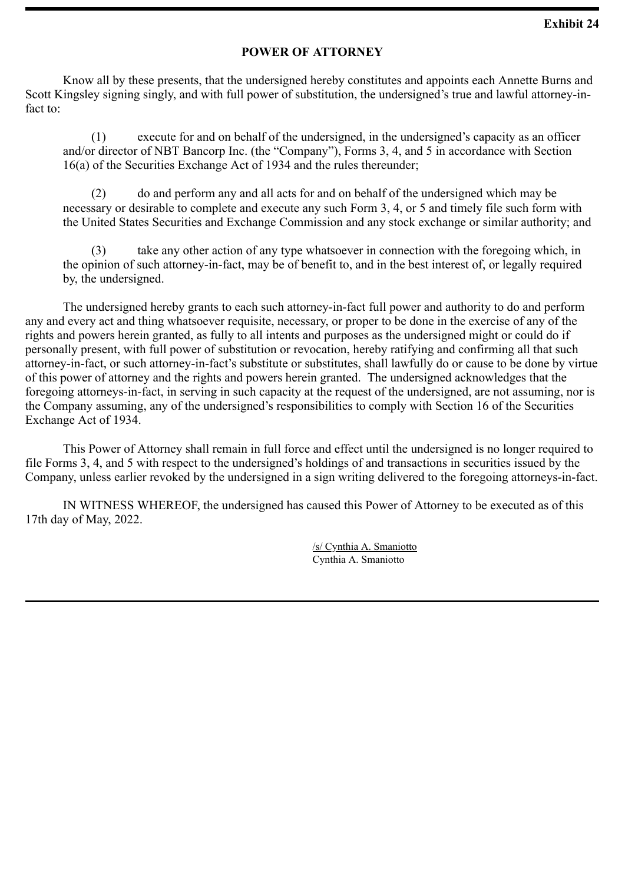**Exhibit 24**

**POWER OF ATTORNEY**

Know all by these presents, that the undersigned hereby constitutes and appoints each Annette Burns and Scott Kingsley signing singly, and with full power of substitution, the undersigned's true and lawful attorney-in-fact to:

(1) execute for and on behalf of the undersigned, in the undersigned's capacity as an officer and/or director of NBT Bancorp Inc. (the "Company"), Forms 3, 4, and 5 in accordance with Section 16(a) of the Securities Exchange Act of 1934 and the rules thereunder;

(2) do and perform any and all acts for and on behalf of the undersigned which may be necessary or desirable to complete and execute any such Form 3, 4, or 5 and timely file such form with the United States Securities and Exchange Commission and any stock exchange or similar authority; and

(3) take any other action of any type whatsoever in connection with the foregoing which, in the opinion of such attorney-in-fact, may be of benefit to, and in the best interest of, or legally required by, the undersigned.

The undersigned hereby grants to each such attorney-in-fact full power and authority to do and perform any and every act and thing whatsoever requisite, necessary, or proper to be done in the exercise of any of the rights and powers herein granted, as fully to all intents and purposes as the undersigned might or could do if personally present, with full power of substitution or revocation, hereby ratifying and confirming all that such attorney-in-fact, or such attorney-in-fact's substitute or substitutes, shall lawfully do or cause to be done by virtue of this power of attorney and the rights and powers herein granted. The undersigned acknowledges that the foregoing attorneys-in-fact, in serving in such capacity at the request of the undersigned, are not assuming, nor is the Company assuming, any of the undersigned's responsibilities to comply with Section 16 of the Securities Exchange Act of 1934.

This Power of Attorney shall remain in full force and effect until the undersigned is no longer required to file Forms 3, 4, and 5 with respect to the undersigned's holdings of and transactions in securities issued by the Company, unless earlier revoked by the undersigned in a sign writing delivered to the foregoing attorneys-in-fact.

IN WITNESS WHEREOF, the undersigned has caused this Power of Attorney to be executed as of this 17th day of May, 2022.

/s/ Cynthia A. Smaniotto
Cynthia A. Smaniotto